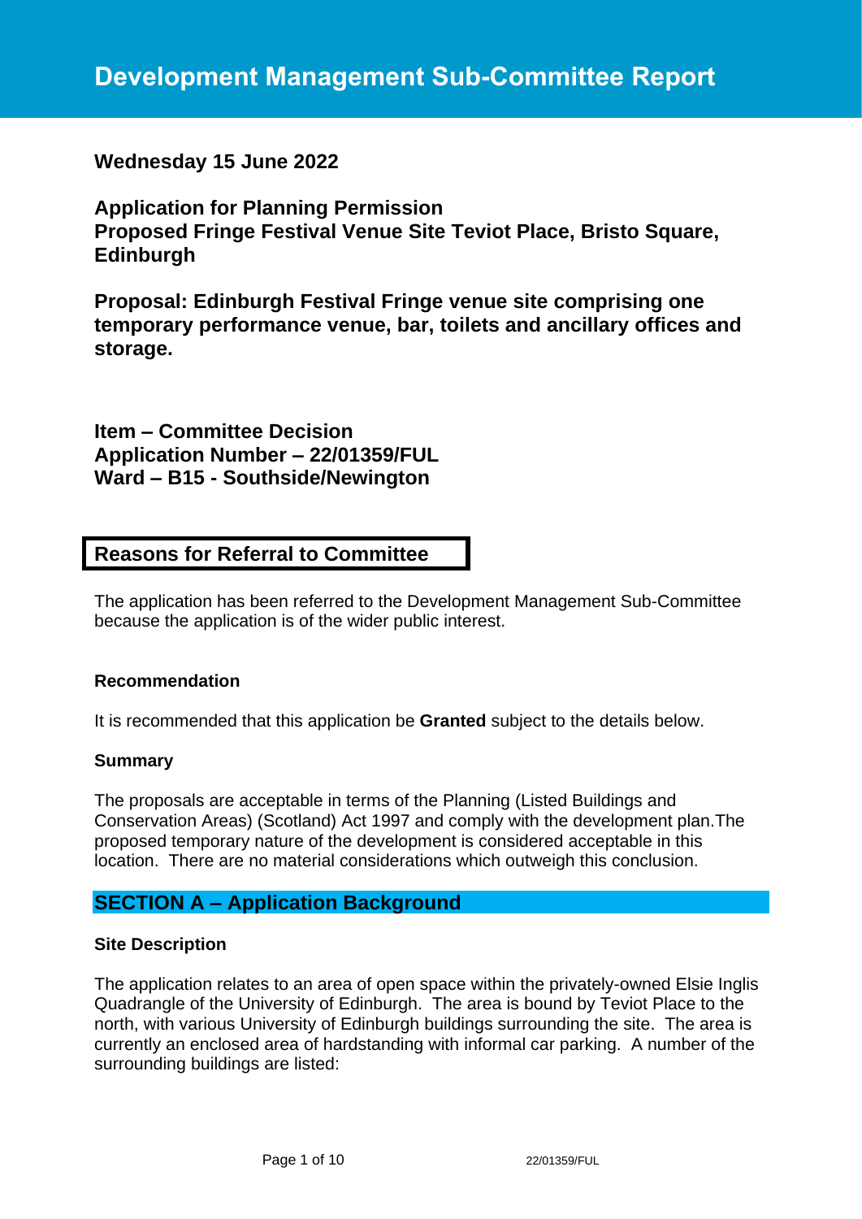# Development Management Sub-Committee Report

**Wednesday 15 June 2022**

**Application for Planning Permission**
**Proposed Fringe Festival Venue Site Teviot Place, Bristo Square, Edinburgh**

**Proposal: Edinburgh Festival Fringe venue site comprising one temporary performance venue, bar, toilets and ancillary offices and storage.**

**Item – Committee Decision**
**Application Number – 22/01359/FUL**
**Ward – B15 - Southside/Newington**

## Reasons for Referral to Committee

The application has been referred to the Development Management Sub-Committee because the application is of the wider public interest.

### Recommendation

It is recommended that this application be **Granted** subject to the details below.

### Summary

The proposals are acceptable in terms of the Planning (Listed Buildings and Conservation Areas) (Scotland) Act 1997 and comply with the development plan.The proposed temporary nature of the development is considered acceptable in this location. There are no material considerations which outweigh this conclusion.

## SECTION A – Application Background

### Site Description

The application relates to an area of open space within the privately-owned Elsie Inglis Quadrangle of the University of Edinburgh. The area is bound by Teviot Place to the north, with various University of Edinburgh buildings surrounding the site. The area is currently an enclosed area of hardstanding with informal car parking. A number of the surrounding buildings are listed: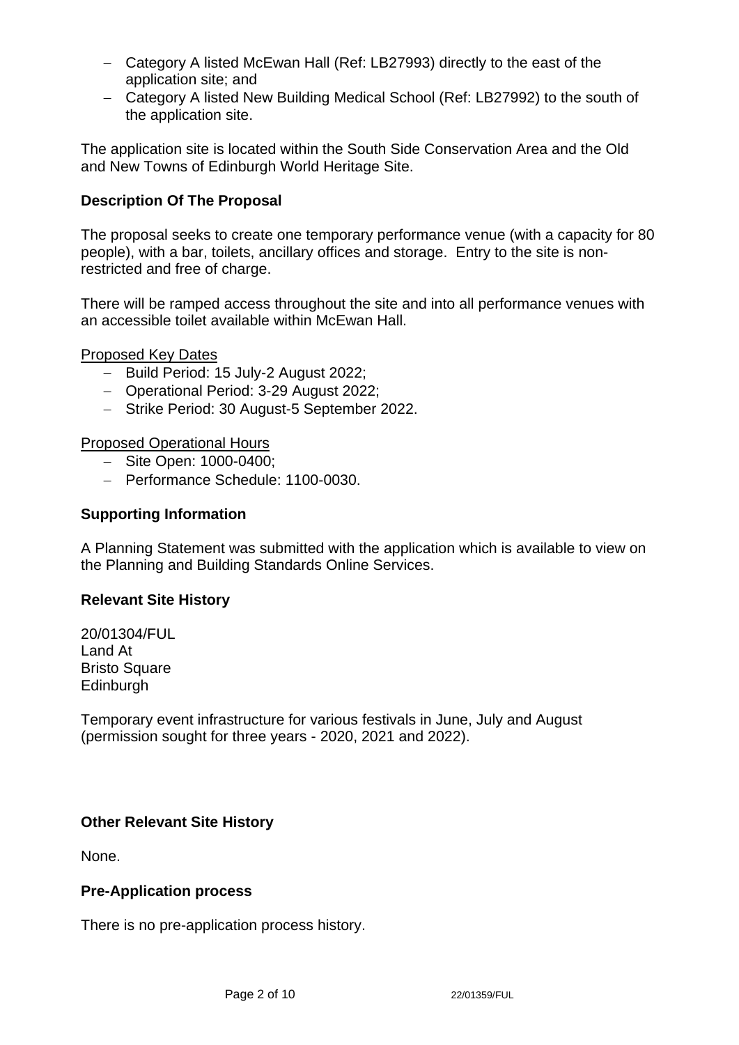- Category A listed McEwan Hall (Ref: LB27993) directly to the east of the application site; and
- Category A listed New Building Medical School (Ref: LB27992) to the south of the application site.

The application site is located within the South Side Conservation Area and the Old and New Towns of Edinburgh World Heritage Site.

**Description Of The Proposal**

The proposal seeks to create one temporary performance venue (with a capacity for 80 people), with a bar, toilets, ancillary offices and storage. Entry to the site is non-restricted and free of charge.

There will be ramped access throughout the site and into all performance venues with an accessible toilet available within McEwan Hall.

Proposed Key Dates

- Build Period: 15 July-2 August 2022;
- Operational Period: 3-29 August 2022;
- Strike Period: 30 August-5 September 2022.

Proposed Operational Hours

- Site Open: 1000-0400;
- Performance Schedule: 1100-0030.

**Supporting Information**

A Planning Statement was submitted with the application which is available to view on the Planning and Building Standards Online Services.

**Relevant Site History**

20/01304/FUL
Land At
Bristo Square
Edinburgh

Temporary event infrastructure for various festivals in June, July and August (permission sought for three years - 2020, 2021 and 2022).

**Other Relevant Site History**

None.

**Pre-Application process**

There is no pre-application process history.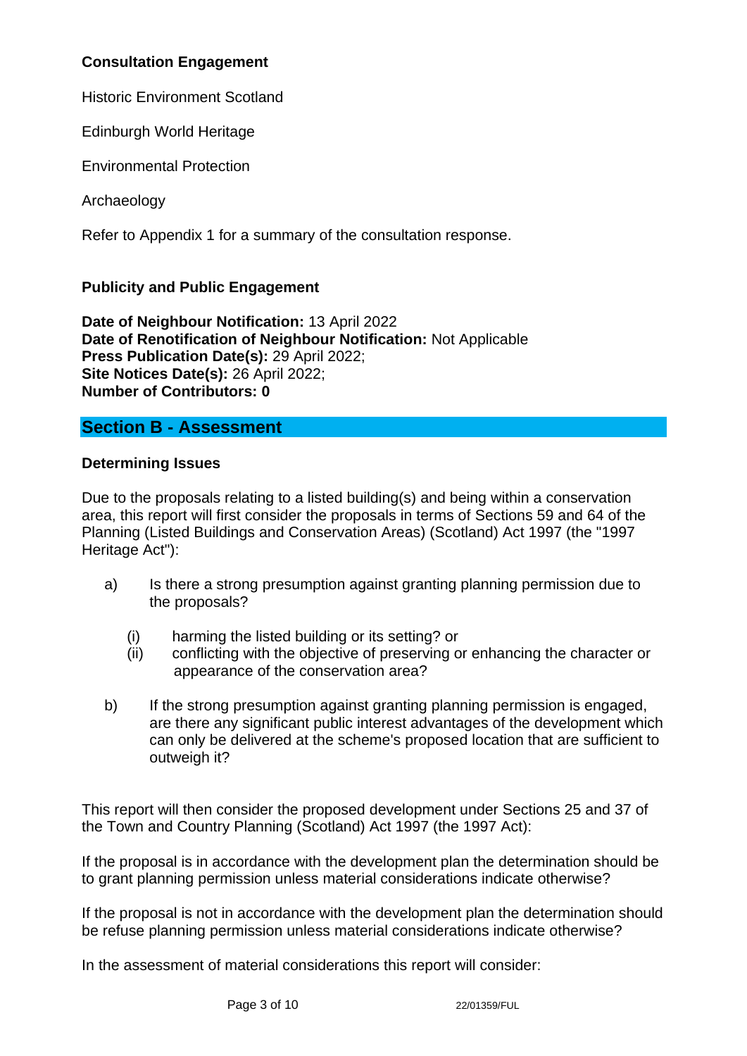**Consultation Engagement**

Historic Environment Scotland

Edinburgh World Heritage

Environmental Protection

Archaeology

Refer to Appendix 1 for a summary of the consultation response.

**Publicity and Public Engagement**

**Date of Neighbour Notification:** 13 April 2022
**Date of Renotification of Neighbour Notification:** Not Applicable
**Press Publication Date(s):** 29 April 2022;
**Site Notices Date(s):** 26 April 2022;
**Number of Contributors: 0**

## Section B - Assessment

**Determining Issues**

Due to the proposals relating to a listed building(s) and being within a conservation area, this report will first consider the proposals in terms of Sections 59 and 64 of the Planning (Listed Buildings and Conservation Areas) (Scotland) Act 1997 (the "1997 Heritage Act"):

a) Is there a strong presumption against granting planning permission due to the proposals?

  (i) harming the listed building or its setting? or
  (ii) conflicting with the objective of preserving or enhancing the character or appearance of the conservation area?

b) If the strong presumption against granting planning permission is engaged, are there any significant public interest advantages of the development which can only be delivered at the scheme's proposed location that are sufficient to outweigh it?

This report will then consider the proposed development under Sections 25 and 37 of the Town and Country Planning (Scotland) Act 1997 (the 1997 Act):

If the proposal is in accordance with the development plan the determination should be to grant planning permission unless material considerations indicate otherwise?

If the proposal is not in accordance with the development plan the determination should be refuse planning permission unless material considerations indicate otherwise?

In the assessment of material considerations this report will consider: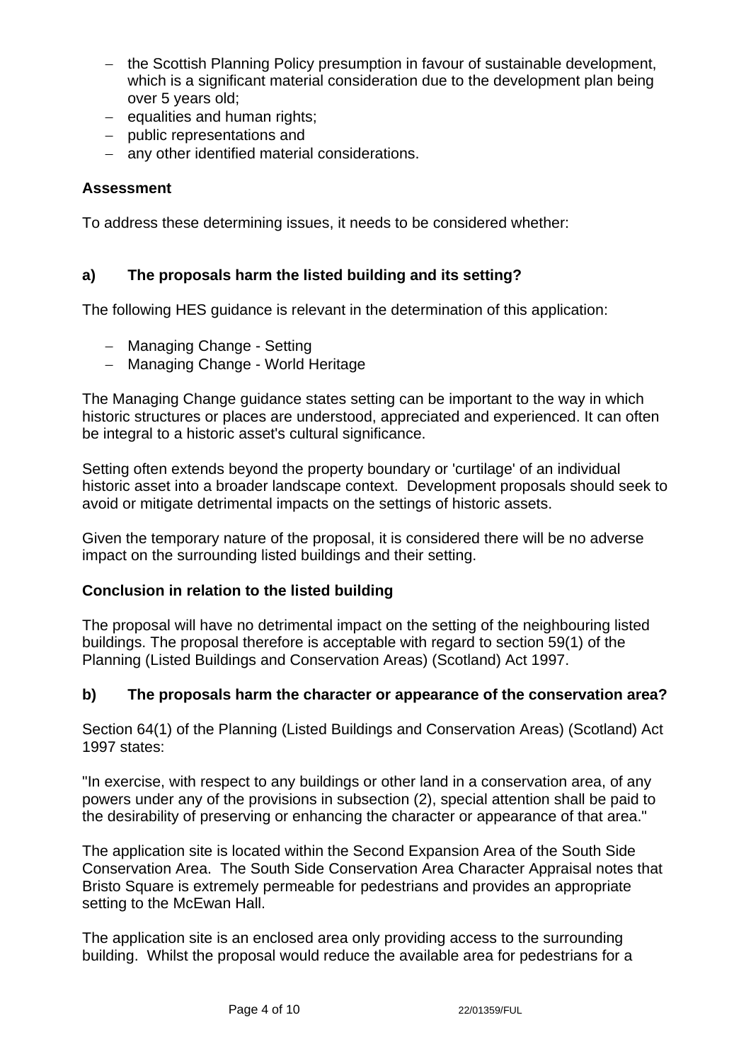- the Scottish Planning Policy presumption in favour of sustainable development, which is a significant material consideration due to the development plan being over 5 years old;
- equalities and human rights;
- public representations and
- any other identified material considerations.

### Assessment

To address these determining issues, it needs to be considered whether:

### a) The proposals harm the listed building and its setting?

The following HES guidance is relevant in the determination of this application:

- Managing Change - Setting
- Managing Change - World Heritage

The Managing Change guidance states setting can be important to the way in which historic structures or places are understood, appreciated and experienced. It can often be integral to a historic asset's cultural significance.

Setting often extends beyond the property boundary or 'curtilage' of an individual historic asset into a broader landscape context. Development proposals should seek to avoid or mitigate detrimental impacts on the settings of historic assets.

Given the temporary nature of the proposal, it is considered there will be no adverse impact on the surrounding listed buildings and their setting.

### Conclusion in relation to the listed building

The proposal will have no detrimental impact on the setting of the neighbouring listed buildings. The proposal therefore is acceptable with regard to section 59(1) of the Planning (Listed Buildings and Conservation Areas) (Scotland) Act 1997.

### b) The proposals harm the character or appearance of the conservation area?

Section 64(1) of the Planning (Listed Buildings and Conservation Areas) (Scotland) Act 1997 states:

"In exercise, with respect to any buildings or other land in a conservation area, of any powers under any of the provisions in subsection (2), special attention shall be paid to the desirability of preserving or enhancing the character or appearance of that area."

The application site is located within the Second Expansion Area of the South Side Conservation Area. The South Side Conservation Area Character Appraisal notes that Bristo Square is extremely permeable for pedestrians and provides an appropriate setting to the McEwan Hall.

The application site is an enclosed area only providing access to the surrounding building. Whilst the proposal would reduce the available area for pedestrians for a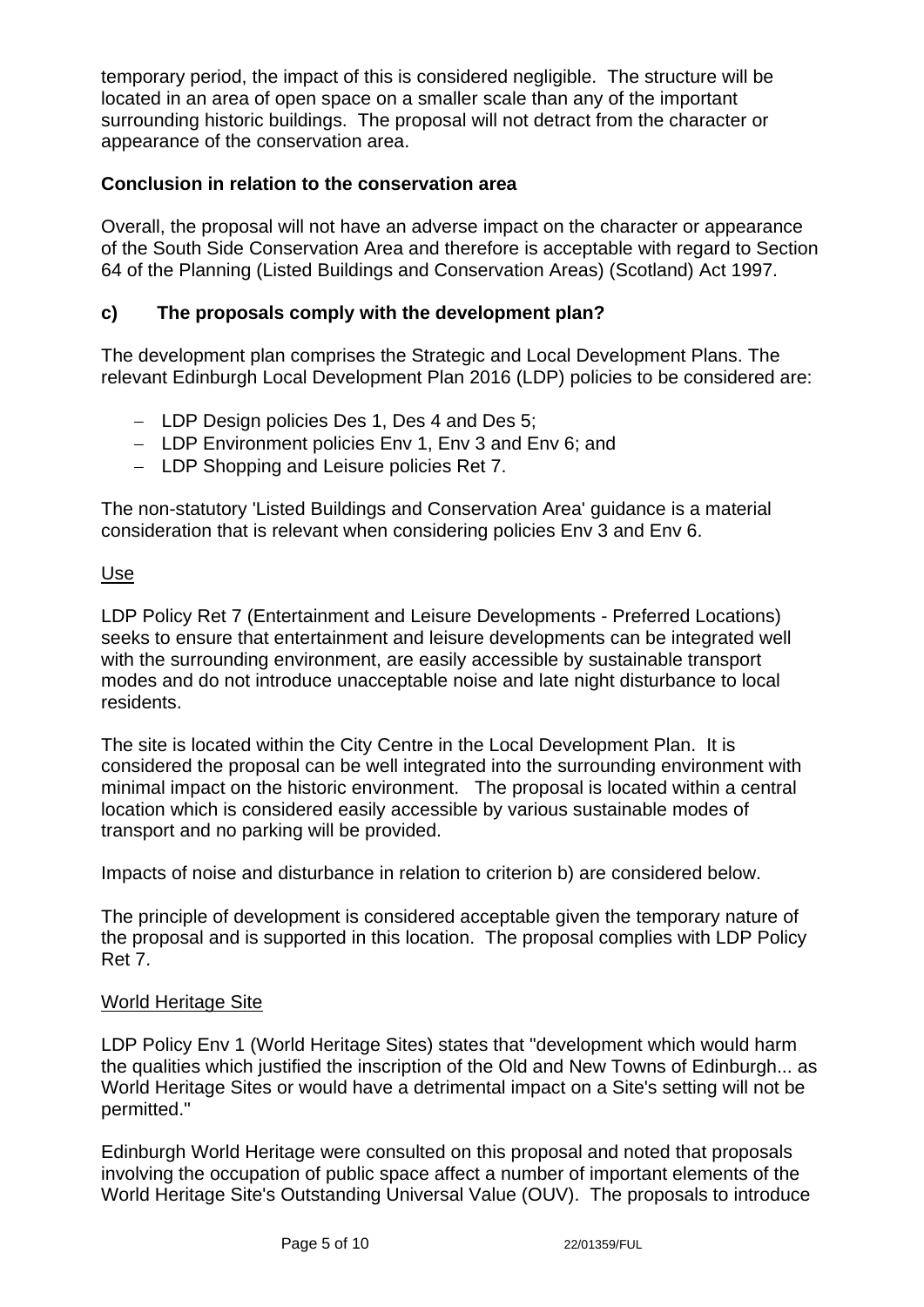temporary period, the impact of this is considered negligible. The structure will be located in an area of open space on a smaller scale than any of the important surrounding historic buildings. The proposal will not detract from the character or appearance of the conservation area.

**Conclusion in relation to the conservation area**

Overall, the proposal will not have an adverse impact on the character or appearance of the South Side Conservation Area and therefore is acceptable with regard to Section 64 of the Planning (Listed Buildings and Conservation Areas) (Scotland) Act 1997.

**c) The proposals comply with the development plan?**

The development plan comprises the Strategic and Local Development Plans. The relevant Edinburgh Local Development Plan 2016 (LDP) policies to be considered are:

- LDP Design policies Des 1, Des 4 and Des 5;
- LDP Environment policies Env 1, Env 3 and Env 6; and
- LDP Shopping and Leisure policies Ret 7.

The non-statutory 'Listed Buildings and Conservation Area' guidance is a material consideration that is relevant when considering policies Env 3 and Env 6.

Use

LDP Policy Ret 7 (Entertainment and Leisure Developments - Preferred Locations) seeks to ensure that entertainment and leisure developments can be integrated well with the surrounding environment, are easily accessible by sustainable transport modes and do not introduce unacceptable noise and late night disturbance to local residents.

The site is located within the City Centre in the Local Development Plan. It is considered the proposal can be well integrated into the surrounding environment with minimal impact on the historic environment. The proposal is located within a central location which is considered easily accessible by various sustainable modes of transport and no parking will be provided.

Impacts of noise and disturbance in relation to criterion b) are considered below.

The principle of development is considered acceptable given the temporary nature of the proposal and is supported in this location. The proposal complies with LDP Policy Ret 7.

World Heritage Site

LDP Policy Env 1 (World Heritage Sites) states that "development which would harm the qualities which justified the inscription of the Old and New Towns of Edinburgh... as World Heritage Sites or would have a detrimental impact on a Site's setting will not be permitted."

Edinburgh World Heritage were consulted on this proposal and noted that proposals involving the occupation of public space affect a number of important elements of the World Heritage Site's Outstanding Universal Value (OUV). The proposals to introduce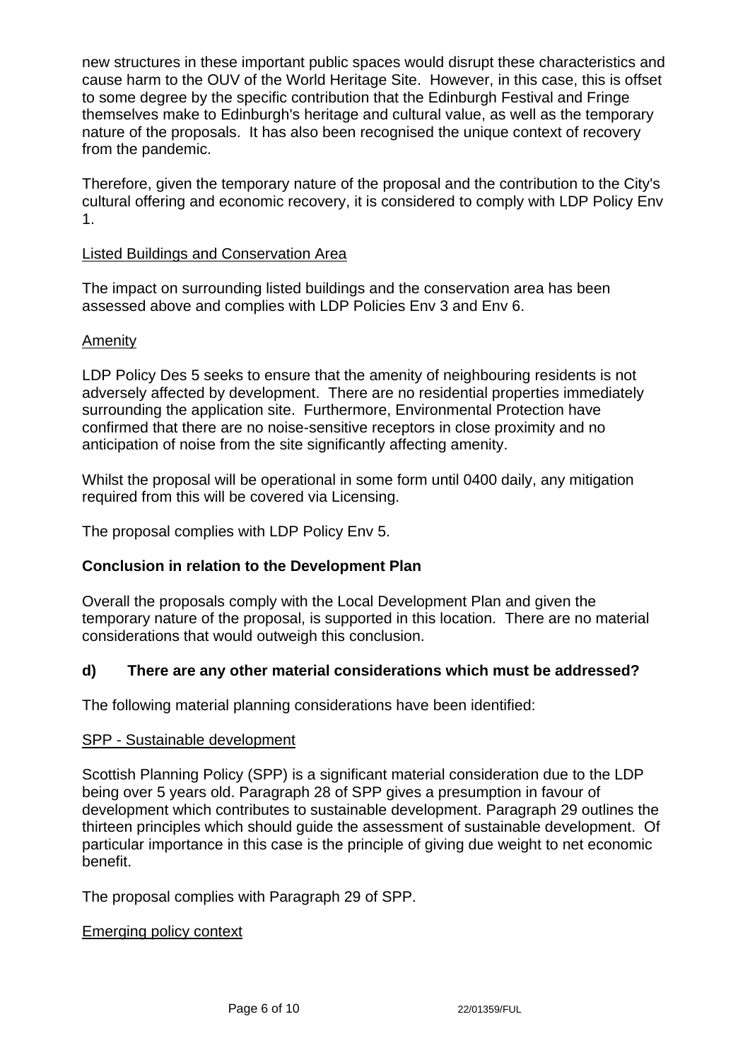new structures in these important public spaces would disrupt these characteristics and cause harm to the OUV of the World Heritage Site. However, in this case, this is offset to some degree by the specific contribution that the Edinburgh Festival and Fringe themselves make to Edinburgh's heritage and cultural value, as well as the temporary nature of the proposals. It has also been recognised the unique context of recovery from the pandemic.

Therefore, given the temporary nature of the proposal and the contribution to the City's cultural offering and economic recovery, it is considered to comply with LDP Policy Env 1.

Listed Buildings and Conservation Area

The impact on surrounding listed buildings and the conservation area has been assessed above and complies with LDP Policies Env 3 and Env 6.

Amenity

LDP Policy Des 5 seeks to ensure that the amenity of neighbouring residents is not adversely affected by development. There are no residential properties immediately surrounding the application site. Furthermore, Environmental Protection have confirmed that there are no noise-sensitive receptors in close proximity and no anticipation of noise from the site significantly affecting amenity.

Whilst the proposal will be operational in some form until 0400 daily, any mitigation required from this will be covered via Licensing.

The proposal complies with LDP Policy Env 5.

**Conclusion in relation to the Development Plan**

Overall the proposals comply with the Local Development Plan and given the temporary nature of the proposal, is supported in this location. There are no material considerations that would outweigh this conclusion.

**d) There are any other material considerations which must be addressed?**

The following material planning considerations have been identified:

SPP - Sustainable development

Scottish Planning Policy (SPP) is a significant material consideration due to the LDP being over 5 years old. Paragraph 28 of SPP gives a presumption in favour of development which contributes to sustainable development. Paragraph 29 outlines the thirteen principles which should guide the assessment of sustainable development. Of particular importance in this case is the principle of giving due weight to net economic benefit.

The proposal complies with Paragraph 29 of SPP.

Emerging policy context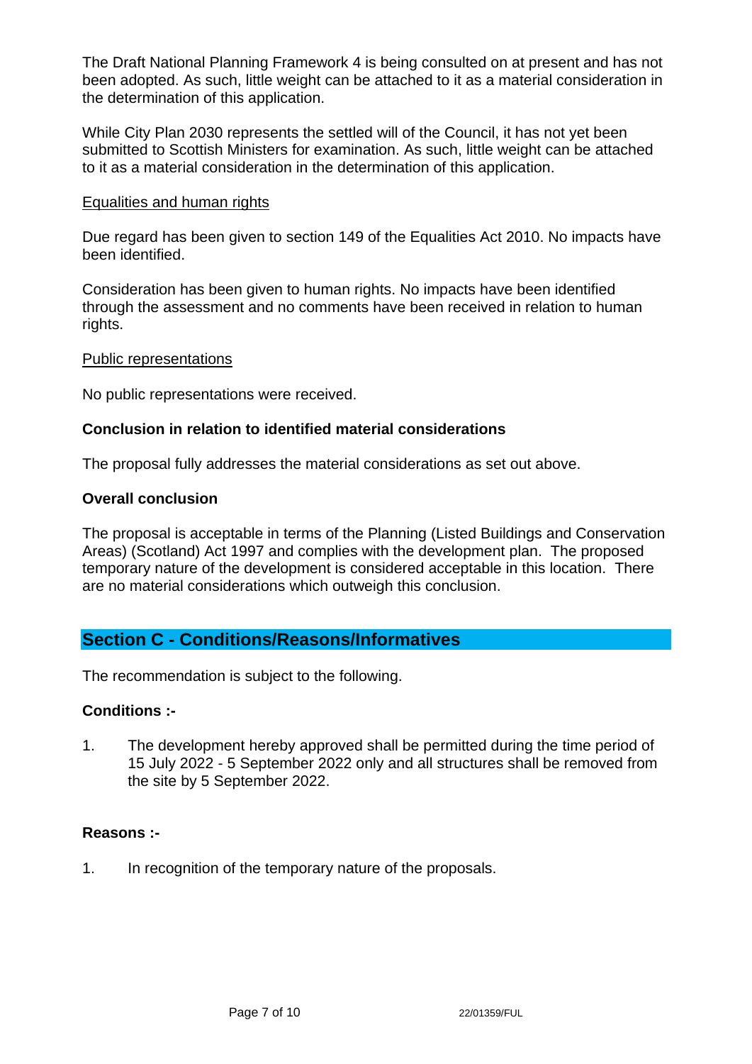The Draft National Planning Framework 4 is being consulted on at present and has not been adopted. As such, little weight can be attached to it as a material consideration in the determination of this application.

While City Plan 2030 represents the settled will of the Council, it has not yet been submitted to Scottish Ministers for examination. As such, little weight can be attached to it as a material consideration in the determination of this application.

Equalities and human rights

Due regard has been given to section 149 of the Equalities Act 2010. No impacts have been identified.

Consideration has been given to human rights. No impacts have been identified through the assessment and no comments have been received in relation to human rights.

Public representations

No public representations were received.

**Conclusion in relation to identified material considerations**

The proposal fully addresses the material considerations as set out above.

**Overall conclusion**

The proposal is acceptable in terms of the Planning (Listed Buildings and Conservation Areas) (Scotland) Act 1997 and complies with the development plan. The proposed temporary nature of the development is considered acceptable in this location. There are no material considerations which outweigh this conclusion.

## Section C - Conditions/Reasons/Informatives

The recommendation is subject to the following.

**Conditions :-**

1. The development hereby approved shall be permitted during the time period of 15 July 2022 - 5 September 2022 only and all structures shall be removed from the site by 5 September 2022.

**Reasons :-**

1. In recognition of the temporary nature of the proposals.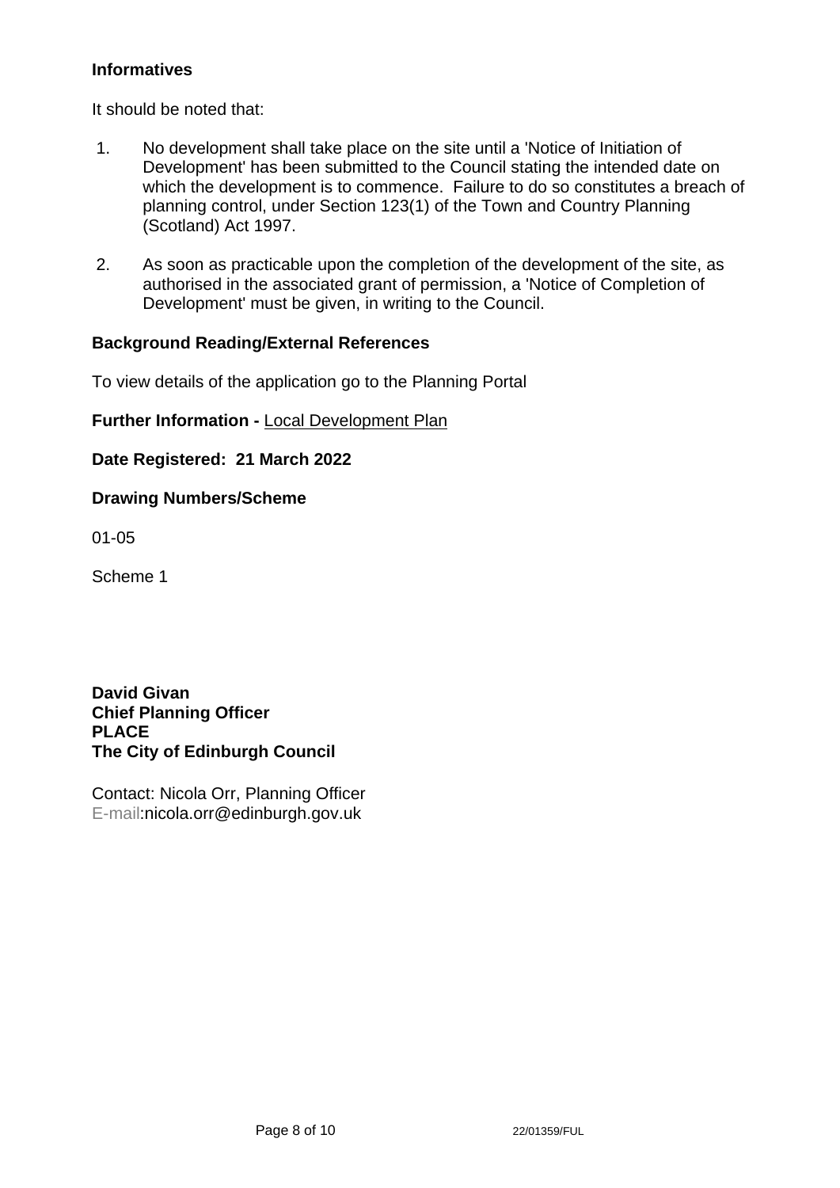**Informatives**

It should be noted that:

1. No development shall take place on the site until a 'Notice of Initiation of Development' has been submitted to the Council stating the intended date on which the development is to commence. Failure to do so constitutes a breach of planning control, under Section 123(1) of the Town and Country Planning (Scotland) Act 1997.

2. As soon as practicable upon the completion of the development of the site, as authorised in the associated grant of permission, a 'Notice of Completion of Development' must be given, in writing to the Council.

**Background Reading/External References**

To view details of the application go to the Planning Portal

**Further Information -** Local Development Plan

**Date Registered: 21 March 2022**

**Drawing Numbers/Scheme**

01-05

Scheme 1

**David Givan**
**Chief Planning Officer**
**PLACE**
**The City of Edinburgh Council**

Contact: Nicola Orr, Planning Officer
E-mail:nicola.orr@edinburgh.gov.uk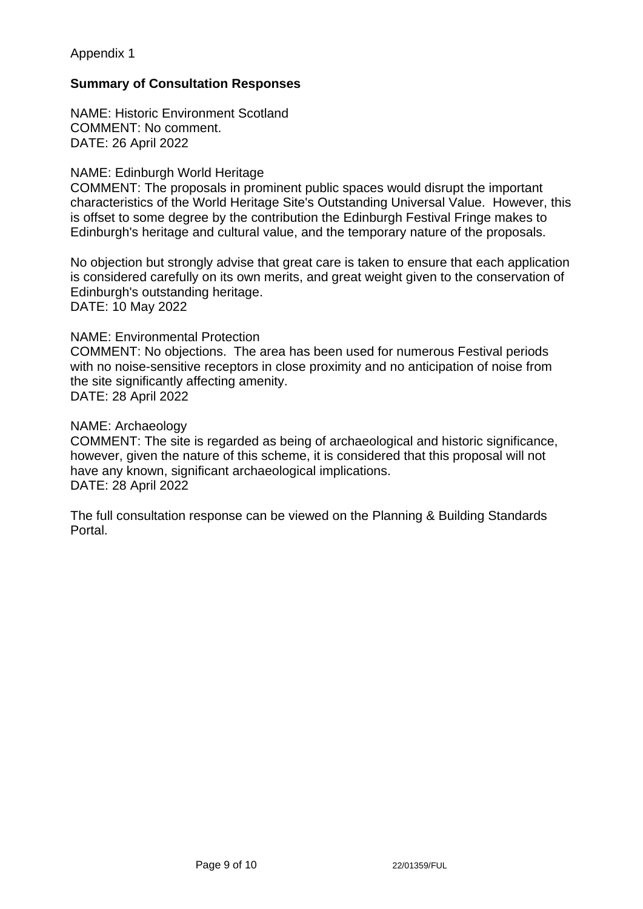Appendix 1

**Summary of Consultation Responses**

NAME: Historic Environment Scotland
COMMENT: No comment.
DATE: 26 April 2022

NAME: Edinburgh World Heritage
COMMENT: The proposals in prominent public spaces would disrupt the important characteristics of the World Heritage Site's Outstanding Universal Value. However, this is offset to some degree by the contribution the Edinburgh Festival Fringe makes to Edinburgh's heritage and cultural value, and the temporary nature of the proposals.

No objection but strongly advise that great care is taken to ensure that each application is considered carefully on its own merits, and great weight given to the conservation of Edinburgh's outstanding heritage.
DATE: 10 May 2022

NAME: Environmental Protection
COMMENT: No objections. The area has been used for numerous Festival periods with no noise-sensitive receptors in close proximity and no anticipation of noise from the site significantly affecting amenity.
DATE: 28 April 2022

NAME: Archaeology
COMMENT: The site is regarded as being of archaeological and historic significance, however, given the nature of this scheme, it is considered that this proposal will not have any known, significant archaeological implications.
DATE: 28 April 2022

The full consultation response can be viewed on the Planning & Building Standards Portal.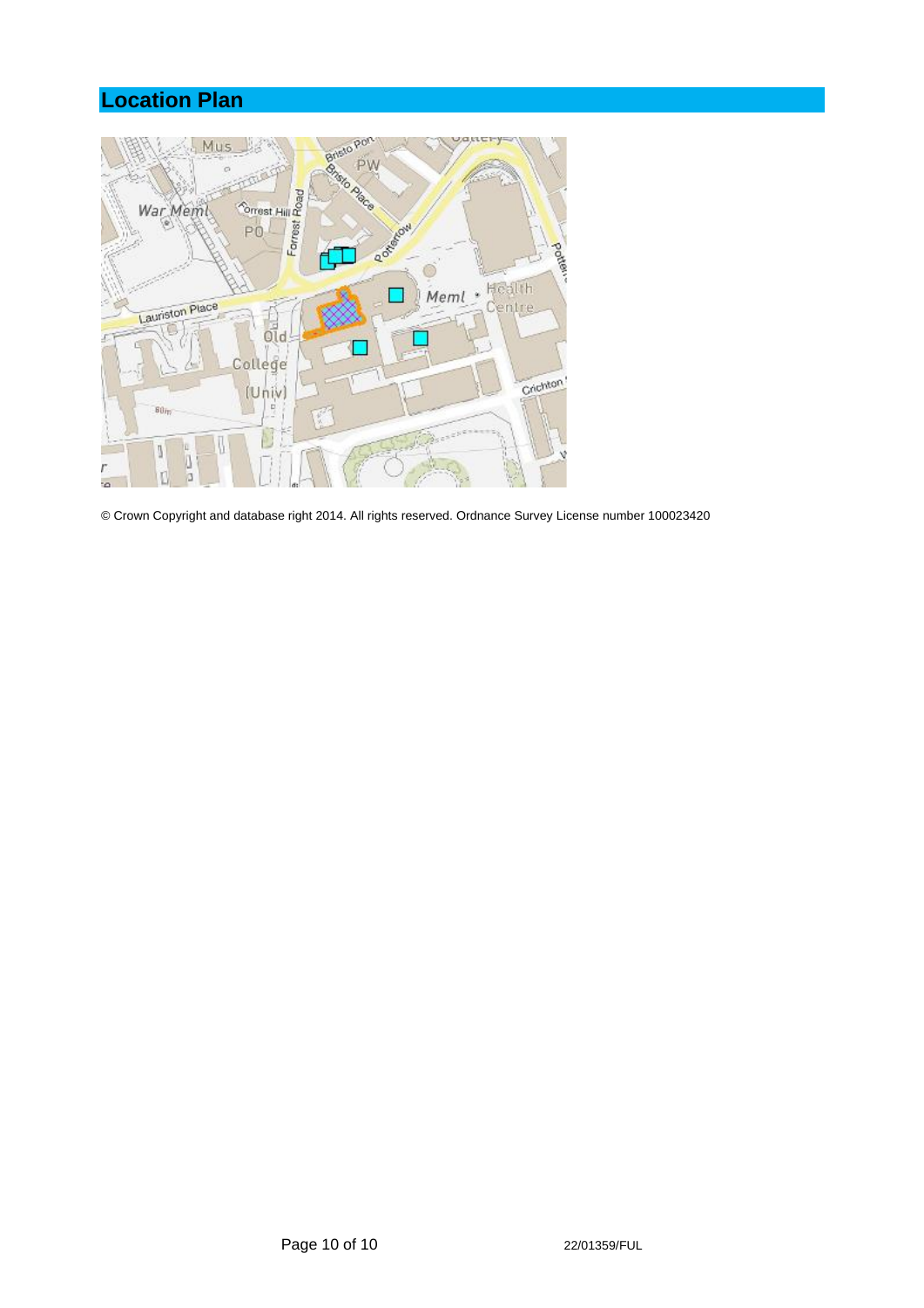## Location Plan

Mus
War Meml
Forrest Hill
PO
Forrest Road
Bristo Port
Bristo Place
PW
Potterrow
Gallery
Lauriston Place
Meml
Health Centre
Old College (Univ)
Crichton
Potter
80m

© Crown Copyright and database right 2014. All rights reserved. Ordnance Survey License number 100023420